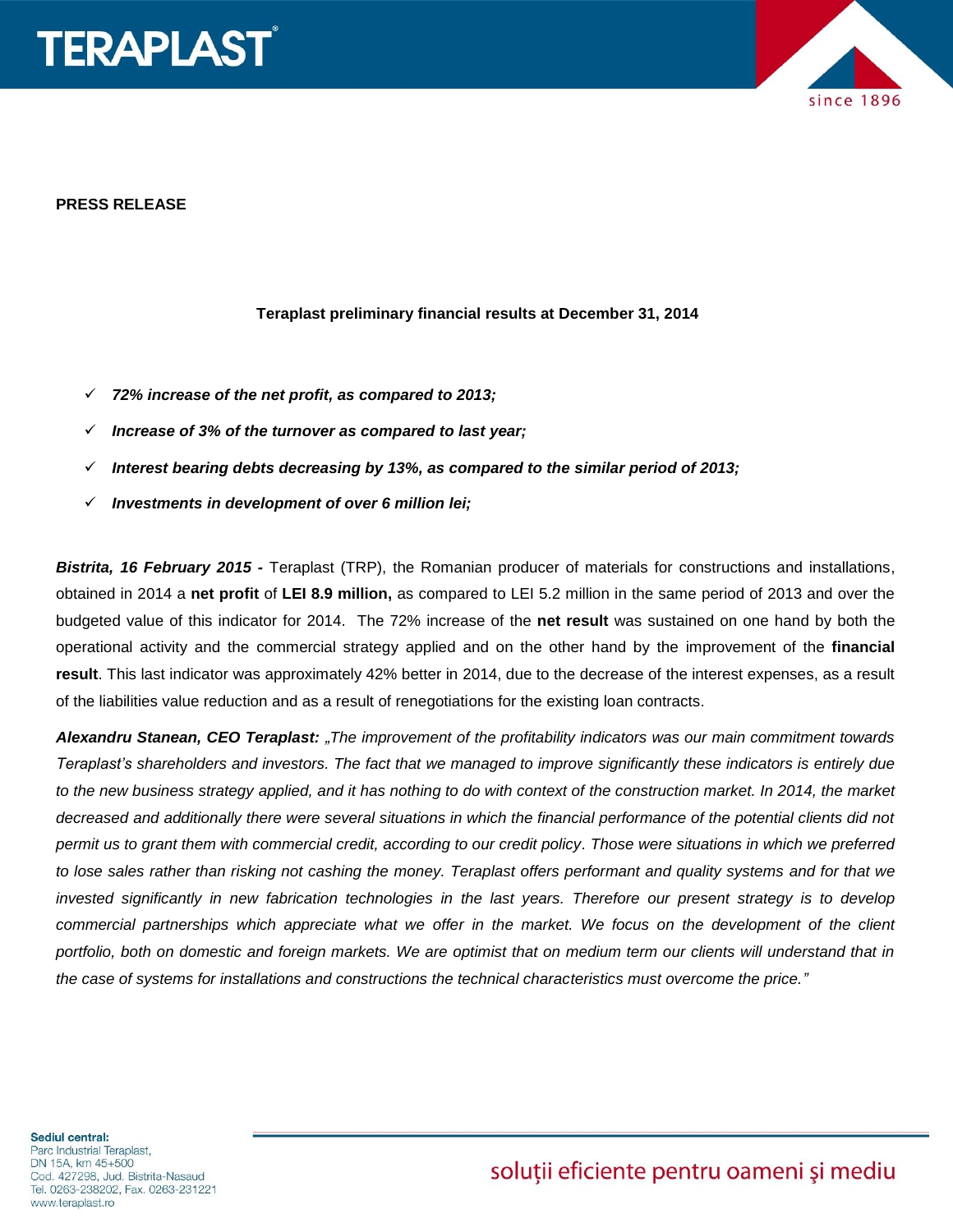**PRESS RELEASE**

**Teraplast preliminary financial results at December 31, 2014**

- ✓ ***72% increase of the net profit, as compared to 2013;***
- ✓ ***Increase of 3% of the turnover as compared to last year;***
- ✓ ***Interest bearing debts decreasing by 13%, as compared to the similar period of 2013;***
- ✓ ***Investments in development of over 6 million lei;***

***Bistrita, 16 February 2015 -*** Teraplast (TRP), the Romanian producer of materials for constructions and installations, obtained in 2014 a **net profit** of **LEI 8.9 million,** as compared to LEI 5.2 million in the same period of 2013 and over the budgeted value of this indicator for 2014. The 72% increase of the **net result** was sustained on one hand by both the operational activity and the commercial strategy applied and on the other hand by the improvement of the **financial result**. This last indicator was approximately 42% better in 2014, due to the decrease of the interest expenses, as a result of the liabilities value reduction and as a result of renegotiations for the existing loan contracts.

***Alexandru Stanean, CEO Teraplast:*** *„The improvement of the profitability indicators was our main commitment towards Teraplast's shareholders and investors. The fact that we managed to improve significantly these indicators is entirely due to the new business strategy applied, and it has nothing to do with context of the construction market. In 2014, the market decreased and additionally there were several situations in which the financial performance of the potential clients did not permit us to grant them with commercial credit, according to our credit policy. Those were situations in which we preferred to lose sales rather than risking not cashing the money. Teraplast offers performant and quality systems and for that we invested significantly in new fabrication technologies in the last years. Therefore our present strategy is to develop commercial partnerships which appreciate what we offer in the market. We focus on the development of the client portfolio, both on domestic and foreign markets. We are optimist that on medium term our clients will understand that in the case of systems for installations and constructions the technical characteristics must overcome the price."*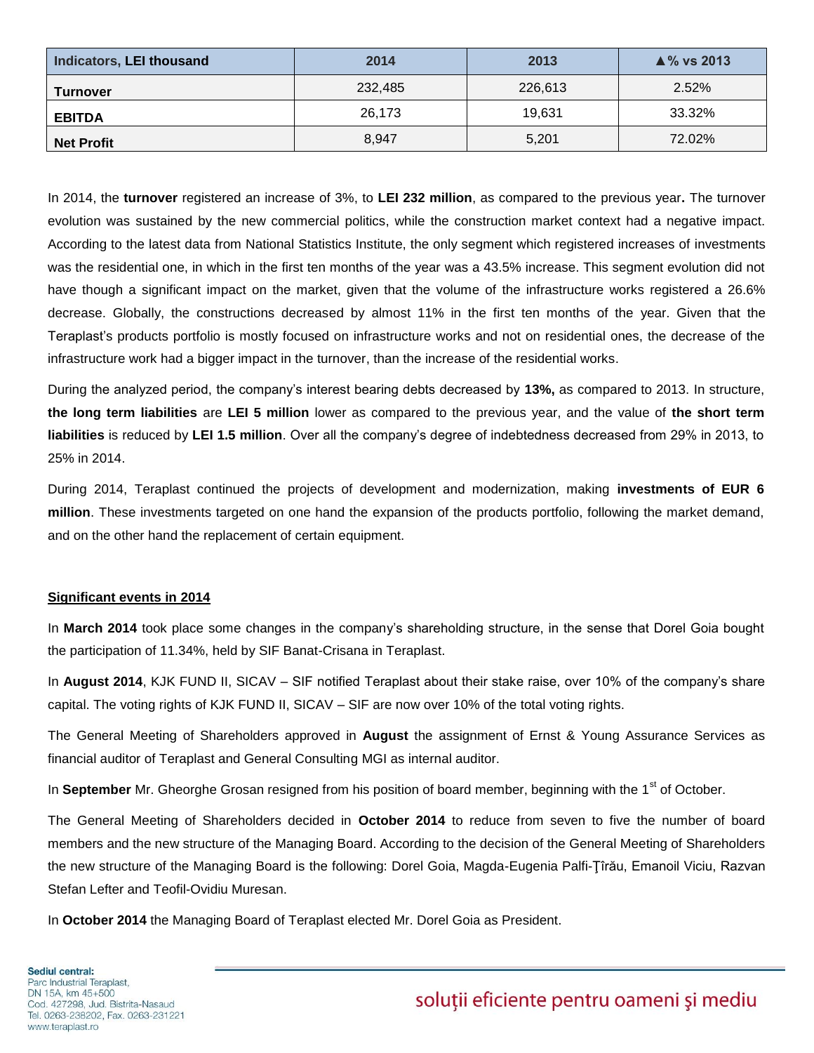| Indicators, **LEI thousand** | 2014 | 2013 | ▲% vs 2013 |
|---|---|---|---|
| **Turnover** | 232,485 | 226,613 | 2.52% |
| **EBITDA** | 26,173 | 19,631 | 33.32% |
| **Net Profit** | 8,947 | 5,201 | 72.02% |

In 2014, the **turnover** registered an increase of 3%, to **LEI 232 million**, as compared to the previous year**.** The turnover evolution was sustained by the new commercial politics, while the construction market context had a negative impact. According to the latest data from National Statistics Institute, the only segment which registered increases of investments was the residential one, in which in the first ten months of the year was a 43.5% increase. This segment evolution did not have though a significant impact on the market, given that the volume of the infrastructure works registered a 26.6% decrease. Globally, the constructions decreased by almost 11% in the first ten months of the year. Given that the Teraplast's products portfolio is mostly focused on infrastructure works and not on residential ones, the decrease of the infrastructure work had a bigger impact in the turnover, than the increase of the residential works.

During the analyzed period, the company's interest bearing debts decreased by **13%,** as compared to 2013. In structure, **the long term liabilities** are **LEI 5 million** lower as compared to the previous year, and the value of **the short term liabilities** is reduced by **LEI 1.5 million**. Over all the company's degree of indebtedness decreased from 29% in 2013, to 25% in 2014.

During 2014, Teraplast continued the projects of development and modernization, making **investments of EUR 6 million**. These investments targeted on one hand the expansion of the products portfolio, following the market demand, and on the other hand the replacement of certain equipment.

**Significant events in 2014**

In **March 2014** took place some changes in the company's shareholding structure, in the sense that Dorel Goia bought the participation of 11.34%, held by SIF Banat-Crisana in Teraplast.

In **August 2014**, KJK FUND II, SICAV – SIF notified Teraplast about their stake raise, over 10% of the company's share capital. The voting rights of KJK FUND II, SICAV – SIF are now over 10% of the total voting rights.

The General Meeting of Shareholders approved in **August** the assignment of Ernst & Young Assurance Services as financial auditor of Teraplast and General Consulting MGI as internal auditor.

In **September** Mr. Gheorghe Grosan resigned from his position of board member, beginning with the 1st of October.

The General Meeting of Shareholders decided in **October 2014** to reduce from seven to five the number of board members and the new structure of the Managing Board. According to the decision of the General Meeting of Shareholders the new structure of the Managing Board is the following: Dorel Goia, Magda-Eugenia Palfi-Ţîrău, Emanoil Viciu, Razvan Stefan Lefter and Teofil-Ovidiu Muresan.

In **October 2014** the Managing Board of Teraplast elected Mr. Dorel Goia as President.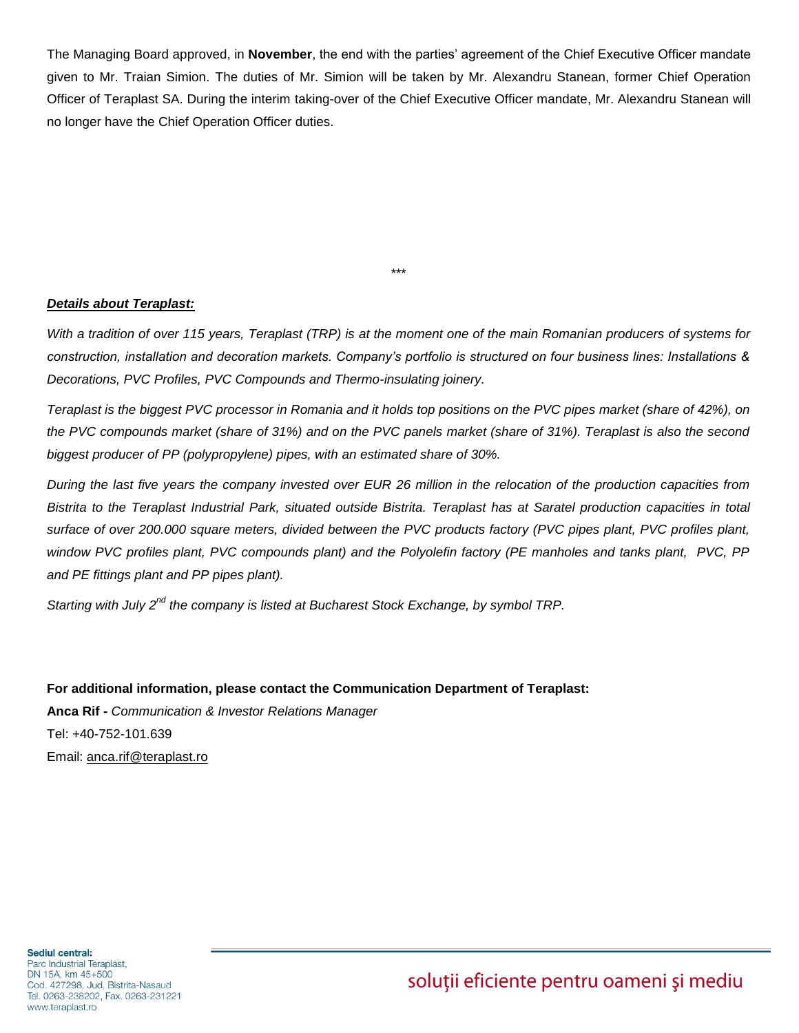The Managing Board approved, in **November**, the end with the parties' agreement of the Chief Executive Officer mandate given to Mr. Traian Simion. The duties of Mr. Simion will be taken by Mr. Alexandru Stanean, former Chief Operation Officer of Teraplast SA. During the interim taking-over of the Chief Executive Officer mandate, Mr. Alexandru Stanean will no longer have the Chief Operation Officer duties.

***

***Details about Teraplast:***

*With a tradition of over 115 years, Teraplast (TRP) is at the moment one of the main Romanian producers of systems for construction, installation and decoration markets. Company's portfolio is structured on four business lines: Installations & Decorations, PVC Profiles, PVC Compounds and Thermo-insulating joinery.*

*Teraplast is the biggest PVC processor in Romania and it holds top positions on the PVC pipes market (share of 42%), on the PVC compounds market (share of 31%) and on the PVC panels market (share of 31%). Teraplast is also the second biggest producer of PP (polypropylene) pipes, with an estimated share of 30%.*

*During the last five years the company invested over EUR 26 million in the relocation of the production capacities from Bistrita to the Teraplast Industrial Park, situated outside Bistrita. Teraplast has at Saratel production capacities in total surface of over 200.000 square meters, divided between the PVC products factory (PVC pipes plant, PVC profiles plant, window PVC profiles plant, PVC compounds plant) and the Polyolefin factory (PE manholes and tanks plant, PVC, PP and PE fittings plant and PP pipes plant).*

*Starting with July 2nd the company is listed at Bucharest Stock Exchange, by symbol TRP.*

**For additional information, please contact the Communication Department of Teraplast:**

**Anca Rif -** *Communication & Investor Relations Manager*

Tel: +40-752-101.639

Email: anca.rif@teraplast.ro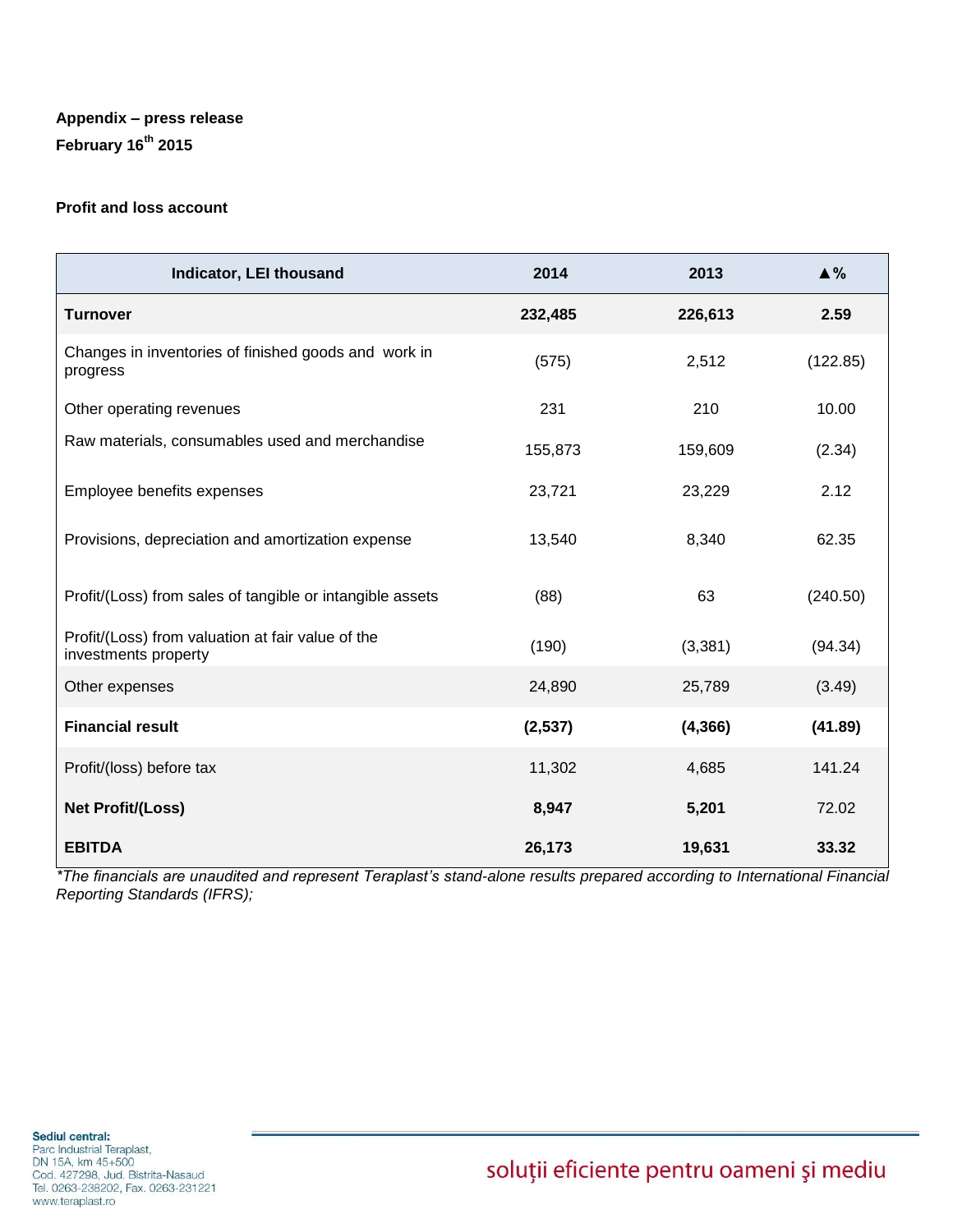**Appendix – press release**

**February 16th 2015**

**Profit and loss account**

| Indicator, LEI thousand | 2014 | 2013 | ▲% |
|---|---|---|---|
| **Turnover** | **232,485** | **226,613** | **2.59** |
| Changes in inventories of finished goods and work in progress | (575) | 2,512 | (122.85) |
| Other operating revenues | 231 | 210 | 10.00 |
| Raw materials, consumables used and merchandise | 155,873 | 159,609 | (2.34) |
| Employee benefits expenses | 23,721 | 23,229 | 2.12 |
| Provisions, depreciation and amortization expense | 13,540 | 8,340 | 62.35 |
| Profit/(Loss) from sales of tangible or intangible assets | (88) | 63 | (240.50) |
| Profit/(Loss) from valuation at fair value of the investments property | (190) | (3,381) | (94.34) |
| Other expenses | 24,890 | 25,789 | (3.49) |
| **Financial result** | **(2,537)** | **(4,366)** | **(41.89)** |
| Profit/(loss) before tax | 11,302 | 4,685 | 141.24 |
| **Net Profit/(Loss)** | **8,947** | **5,201** | 72.02 |
| **EBITDA** | **26,173** | **19,631** | **33.32** |

*\*The financials are unaudited and represent Teraplast's stand-alone results prepared according to International Financial Reporting Standards (IFRS);*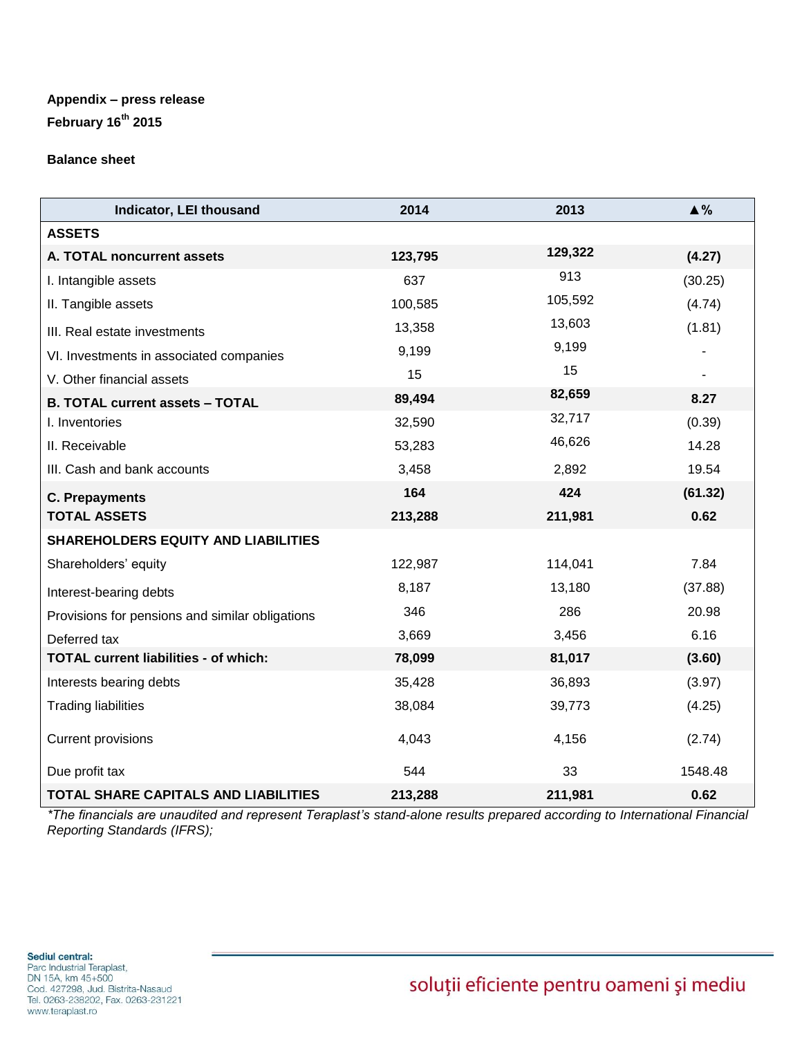**Appendix – press release**

**February 16th 2015**

**Balance sheet**

| Indicator, LEI thousand | 2014 | 2013 | ▲% |
|---|---|---|---|
| **ASSETS** | | | |
| **A. TOTAL noncurrent assets** | **123,795** | **129,322** | **(4.27)** |
| I. Intangible assets | 637 | 913 | (30.25) |
| II. Tangible assets | 100,585 | 105,592 | (4.74) |
| III. Real estate investments | 13,358 | 13,603 | (1.81) |
| VI. Investments in associated companies | 9,199 | 9,199 | - |
| V. Other financial assets | 15 | 15 | - |
| **B. TOTAL current assets – TOTAL** | **89,494** | **82,659** | **8.27** |
| I. Inventories | 32,590 | 32,717 | (0.39) |
| II. Receivable | 53,283 | 46,626 | 14.28 |
| III. Cash and bank accounts | 3,458 | 2,892 | 19.54 |
| **C. Prepayments** | **164** | **424** | **(61.32)** |
| **TOTAL ASSETS** | **213,288** | **211,981** | **0.62** |
| **SHAREHOLDERS EQUITY AND LIABILITIES** | | | |
| Shareholders' equity | 122,987 | 114,041 | 7.84 |
| Interest-bearing debts | 8,187 | 13,180 | (37.88) |
| Provisions for pensions and similar obligations | 346 | 286 | 20.98 |
| Deferred tax | 3,669 | 3,456 | 6.16 |
| **TOTAL current liabilities - of which:** | **78,099** | **81,017** | **(3.60)** |
| Interests bearing debts | 35,428 | 36,893 | (3.97) |
| Trading liabilities | 38,084 | 39,773 | (4.25) |
| Current provisions | 4,043 | 4,156 | (2.74) |
| Due profit tax | 544 | 33 | 1548.48 |
| **TOTAL SHARE CAPITALS AND LIABILITIES** | **213,288** | **211,981** | **0.62** |

*\*The financials are unaudited and represent Teraplast's stand-alone results prepared according to International Financial Reporting Standards (IFRS);*